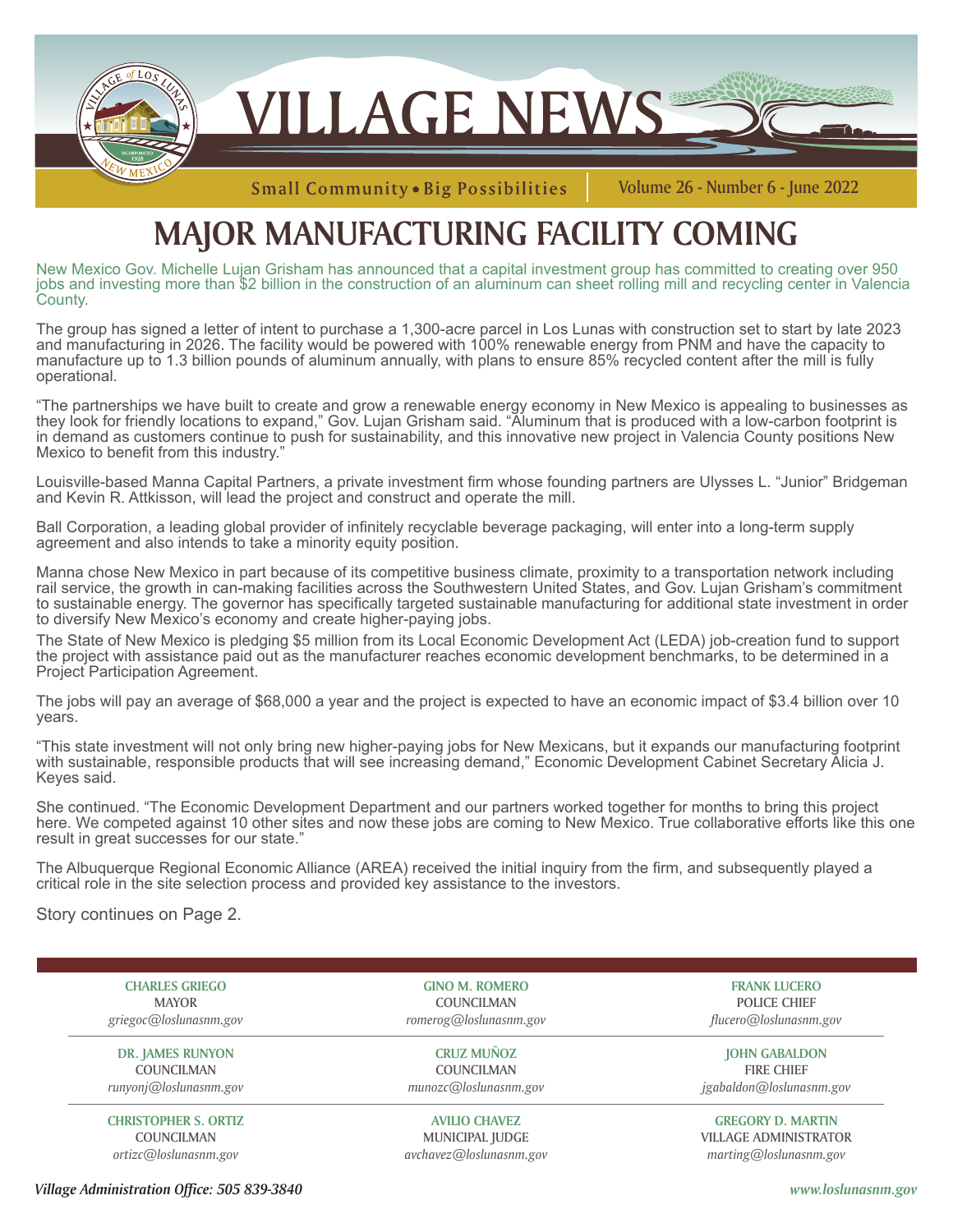# VILLAGE NEWS

Small Community • Big Possibilities | Volume 26 - Number 6 - June 2022

# MAJOR MANUFACTURING FACILITY COMING

New Mexico Gov. Michelle Lujan Grisham has announced that a capital investment group has committed to creating over 950 jobs and investing more than $2 billion in the construction of an aluminum can sheet rolling mill and recycling center in Valencia County.

The group has signed a letter of intent to purchase a 1,300-acre parcel in Los Lunas with construction set to start by late 2023 and manufacturing in 2026. The facility would be powered with 100% renewable energy from PNM and have the capacity to manufacture up to 1.3 billion pounds of aluminum annually, with plans to ensure 85% recycled content after the mill is fully operational.

"The partnerships we have built to create and grow a renewable energy economy in New Mexico is appealing to businesses as they look for friendly locations to expand," Gov. Lujan Grisham said. "Aluminum that is produced with a low-carbon footprint is in demand as customers continue to push for sustainability, and this innovative new project in Valencia County positions New Mexico to benefit from this industry."

Louisville-based Manna Capital Partners, a private investment firm whose founding partners are Ulysses L. "Junior" Bridgeman and Kevin R. Attkisson, will lead the project and construct and operate the mill.

Ball Corporation, a leading global provider of infinitely recyclable beverage packaging, will enter into a long-term supply agreement and also intends to take a minority equity position.

Manna chose New Mexico in part because of its competitive business climate, proximity to a transportation network including rail service, the growth in can-making facilities across the Southwestern United States, and Gov. Lujan Grisham's commitment to sustainable energy. The governor has specifically targeted sustainable manufacturing for additional state investment in order to diversify New Mexico's economy and create higher-paying jobs.

The State of New Mexico is pledging $5 million from its Local Economic Development Act (LEDA) job-creation fund to support the project with assistance paid out as the manufacturer reaches economic development benchmarks, to be determined in a Project Participation Agreement.

The jobs will pay an average of $68,000 a year and the project is expected to have an economic impact of $3.4 billion over 10 years.

"This state investment will not only bring new higher-paying jobs for New Mexicans, but it expands our manufacturing footprint with sustainable, responsible products that will see increasing demand," Economic Development Cabinet Secretary Alicia J. Keyes said.

She continued. "The Economic Development Department and our partners worked together for months to bring this project here. We competed against 10 other sites and now these jobs are coming to New Mexico. True collaborative efforts like this one result in great successes for our state."

The Albuquerque Regional Economic Alliance (AREA) received the initial inquiry from the firm, and subsequently played a critical role in the site selection process and provided key assistance to the investors.

Story continues on Page 2.

| | | |
|---|---|---|
| **CHARLES GRIEGO**<br>MAYOR<br>*griegoc@loslunasnm.gov* | **GINO M. ROMERO**<br>COUNCILMAN<br>*romerog@loslunasnm.gov* | **FRANK LUCERO**<br>POLICE CHIEF<br>*flucero@loslunasnm.gov* |
| **DR. JAMES RUNYON**<br>COUNCILMAN<br>*runyonj@loslunasnm.gov* | **CRUZ MUÑOZ**<br>COUNCILMAN<br>*munozc@loslunasnm.gov* | **JOHN GABALDON**<br>FIRE CHIEF<br>*jgabaldon@loslunasnm.gov* |
| **CHRISTOPHER S. ORTIZ**<br>COUNCILMAN<br>*ortizc@loslunasnm.gov* | **AVILIO CHAVEZ**<br>MUNICIPAL JUDGE<br>*avchavez@loslunasnm.gov* | **GREGORY D. MARTIN**<br>VILLAGE ADMINISTRATOR<br>*marting@loslunasnm.gov* |

*Village Administration Office: 505 839-3840*

*www.loslunasnm.gov*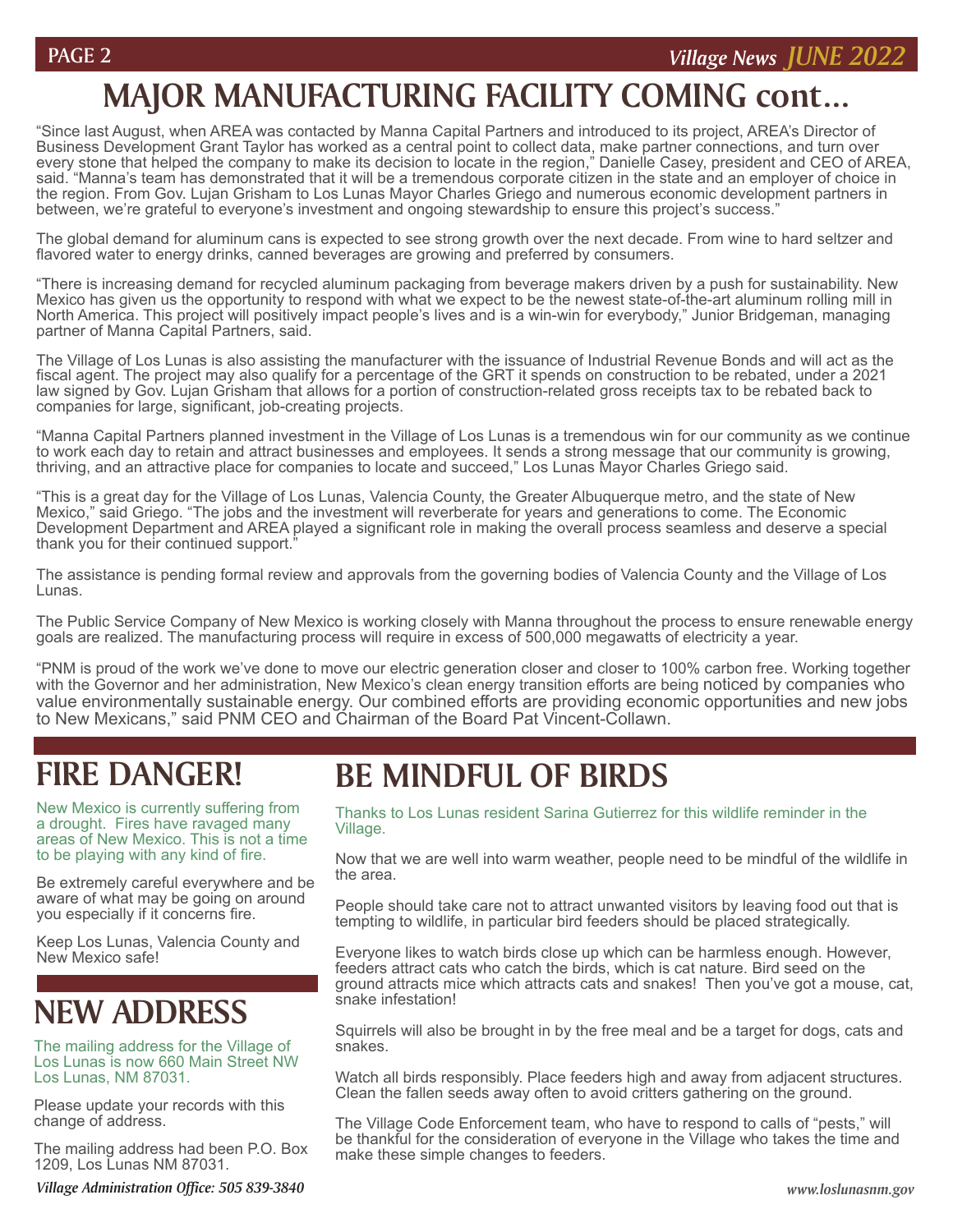# MAJOR MANUFACTURING FACILITY COMING cont...

"Since last August, when AREA was contacted by Manna Capital Partners and introduced to its project, AREA's Director of Business Development Grant Taylor has worked as a central point to collect data, make partner connections, and turn over every stone that helped the company to make its decision to locate in the region," Danielle Casey, president and CEO of AREA, said. "Manna's team has demonstrated that it will be a tremendous corporate citizen in the state and an employer of choice in the region. From Gov. Lujan Grisham to Los Lunas Mayor Charles Griego and numerous economic development partners in between, we're grateful to everyone's investment and ongoing stewardship to ensure this project's success."

The global demand for aluminum cans is expected to see strong growth over the next decade. From wine to hard seltzer and flavored water to energy drinks, canned beverages are growing and preferred by consumers.

"There is increasing demand for recycled aluminum packaging from beverage makers driven by a push for sustainability. New Mexico has given us the opportunity to respond with what we expect to be the newest state-of-the-art aluminum rolling mill in North America. This project will positively impact people's lives and is a win-win for everybody," Junior Bridgeman, managing partner of Manna Capital Partners, said.

The Village of Los Lunas is also assisting the manufacturer with the issuance of Industrial Revenue Bonds and will act as the fiscal agent. The project may also qualify for a percentage of the GRT it spends on construction to be rebated, under a 2021 law signed by Gov. Lujan Grisham that allows for a portion of construction-related gross receipts tax to be rebated back to companies for large, significant, job-creating projects.

"Manna Capital Partners planned investment in the Village of Los Lunas is a tremendous win for our community as we continue to work each day to retain and attract businesses and employees. It sends a strong message that our community is growing, thriving, and an attractive place for companies to locate and succeed," Los Lunas Mayor Charles Griego said.

"This is a great day for the Village of Los Lunas, Valencia County, the Greater Albuquerque metro, and the state of New Mexico," said Griego. "The jobs and the investment will reverberate for years and generations to come. The Economic Development Department and AREA played a significant role in making the overall process seamless and deserve a special thank you for their continued support."

The assistance is pending formal review and approvals from the governing bodies of Valencia County and the Village of Los Lunas.

The Public Service Company of New Mexico is working closely with Manna throughout the process to ensure renewable energy goals are realized. The manufacturing process will require in excess of 500,000 megawatts of electricity a year.

"PNM is proud of the work we've done to move our electric generation closer and closer to 100% carbon free. Working together with the Governor and her administration, New Mexico's clean energy transition efforts are being noticed by companies who value environmentally sustainable energy. Our combined efforts are providing economic opportunities and new jobs to New Mexicans," said PNM CEO and Chairman of the Board Pat Vincent-Collawn.

## FIRE DANGER!

New Mexico is currently suffering from a drought. Fires have ravaged many areas of New Mexico. This is not a time to be playing with any kind of fire.

Be extremely careful everywhere and be aware of what may be going on around you especially if it concerns fire.

Keep Los Lunas, Valencia County and New Mexico safe!

## NEW ADDRESS

The mailing address for the Village of Los Lunas is now 660 Main Street NW Los Lunas, NM 87031.

Please update your records with this change of address.

The mailing address had been P.O. Box 1209, Los Lunas NM 87031.

## BE MINDFUL OF BIRDS

Thanks to Los Lunas resident Sarina Gutierrez for this wildlife reminder in the Village.

Now that we are well into warm weather, people need to be mindful of the wildlife in the area.

People should take care not to attract unwanted visitors by leaving food out that is tempting to wildlife, in particular bird feeders should be placed strategically.

Everyone likes to watch birds close up which can be harmless enough. However, feeders attract cats who catch the birds, which is cat nature. Bird seed on the ground attracts mice which attracts cats and snakes! Then you've got a mouse, cat, snake infestation!

Squirrels will also be brought in by the free meal and be a target for dogs, cats and snakes.

Watch all birds responsibly. Place feeders high and away from adjacent structures. Clean the fallen seeds away often to avoid critters gathering on the ground.

The Village Code Enforcement team, who have to respond to calls of "pests," will be thankful for the consideration of everyone in the Village who takes the time and make these simple changes to feeders.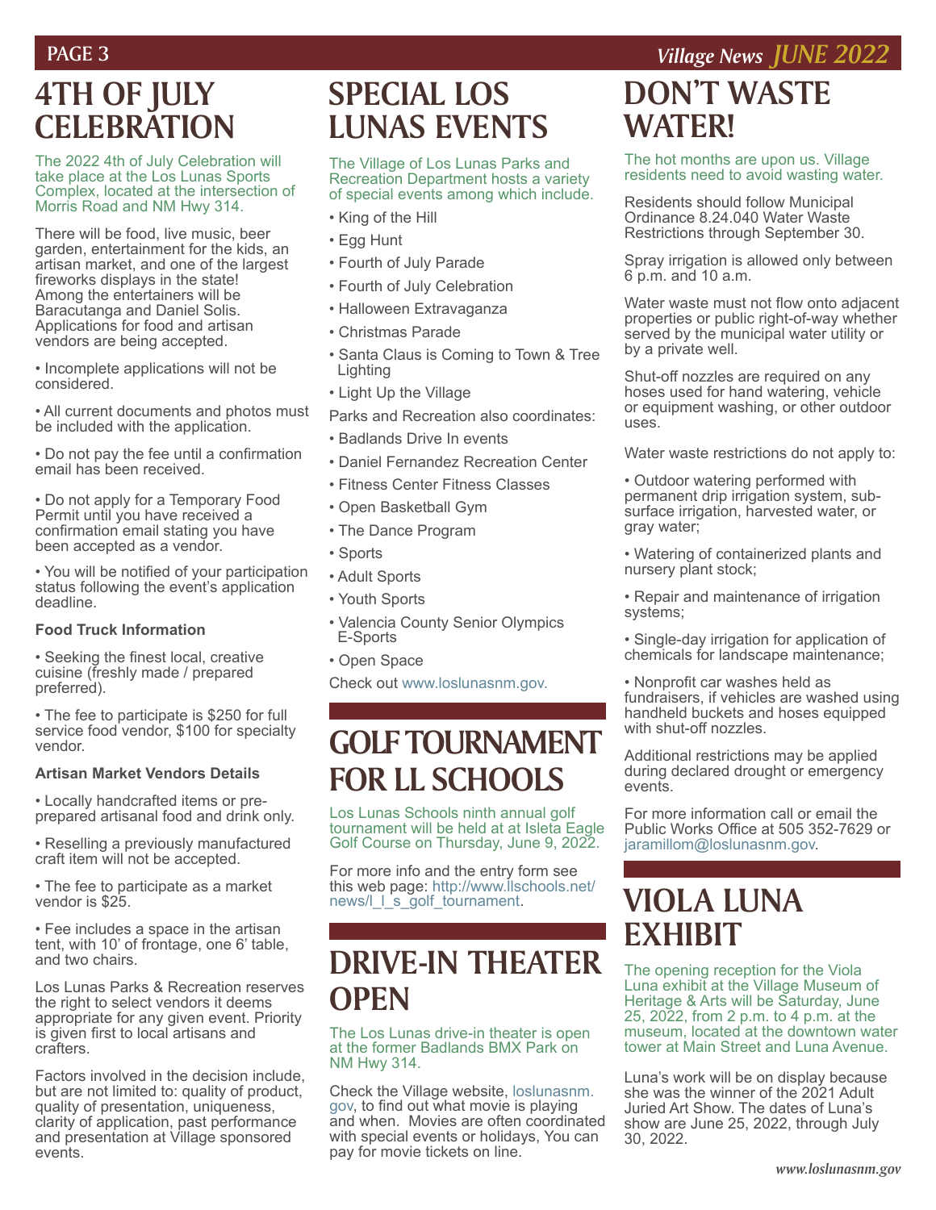# 4TH OF JULY CELEBRATION

The 2022 4th of July Celebration will take place at the Los Lunas Sports Complex, located at the intersection of Morris Road and NM Hwy 314.

There will be food, live music, beer garden, entertainment for the kids, an artisan market, and one of the largest fireworks displays in the state! Among the entertainers will be Baracutanga and Daniel Solis. Applications for food and artisan vendors are being accepted.

• Incomplete applications will not be considered.

• All current documents and photos must be included with the application.

• Do not pay the fee until a confirmation email has been received.

• Do not apply for a Temporary Food Permit until you have received a confirmation email stating you have been accepted as a vendor.

• You will be notified of your participation status following the event's application deadline.

**Food Truck Information**

• Seeking the finest local, creative cuisine (freshly made / prepared preferred).

• The fee to participate is $250 for full service food vendor, $100 for specialty vendor.

**Artisan Market Vendors Details**

• Locally handcrafted items or pre-prepared artisanal food and drink only.

• Reselling a previously manufactured craft item will not be accepted.

• The fee to participate as a market vendor is $25.

• Fee includes a space in the artisan tent, with 10' of frontage, one 6' table, and two chairs.

Los Lunas Parks & Recreation reserves the right to select vendors it deems appropriate for any given event. Priority is given first to local artisans and crafters.

Factors involved in the decision include, but are not limited to: quality of product, quality of presentation, uniqueness, clarity of application, past performance and presentation at Village sponsored events.

# SPECIAL LOS LUNAS EVENTS

The Village of Los Lunas Parks and Recreation Department hosts a variety of special events among which include.

- King of the Hill
- Egg Hunt
- Fourth of July Parade
- Fourth of July Celebration
- Halloween Extravaganza
- Christmas Parade
- Santa Claus is Coming to Town & Tree Lighting
- Light Up the Village

Parks and Recreation also coordinates:

- Badlands Drive In events
- Daniel Fernandez Recreation Center
- Fitness Center Fitness Classes
- Open Basketball Gym
- The Dance Program
- Sports
- Adult Sports
- Youth Sports
- Valencia County Senior Olympics E-Sports
- Open Space

Check out www.loslunasnm.gov.

# GOLF TOURNAMENT FOR LL SCHOOLS

Los Lunas Schools ninth annual golf tournament will be held at at Isleta Eagle Golf Course on Thursday, June 9, 2022.

For more info and the entry form see this web page: http://www.llschools.net/news/l_l_s_golf_tournament.

# DRIVE-IN THEATER OPEN

The Los Lunas drive-in theater is open at the former Badlands BMX Park on NM Hwy 314.

Check the Village website, loslunasnm.gov, to find out what movie is playing and when. Movies are often coordinated with special events or holidays, You can pay for movie tickets on line.

# DON'T WASTE WATER!

The hot months are upon us. Village residents need to avoid wasting water.

Residents should follow Municipal Ordinance 8.24.040 Water Waste Restrictions through September 30.

Spray irrigation is allowed only between 6 p.m. and 10 a.m.

Water waste must not flow onto adjacent properties or public right-of-way whether served by the municipal water utility or by a private well.

Shut-off nozzles are required on any hoses used for hand watering, vehicle or equipment washing, or other outdoor uses.

Water waste restrictions do not apply to:

• Outdoor watering performed with permanent drip irrigation system, sub-surface irrigation, harvested water, or gray water;

• Watering of containerized plants and nursery plant stock;

• Repair and maintenance of irrigation systems;

• Single-day irrigation for application of chemicals for landscape maintenance;

• Nonprofit car washes held as fundraisers, if vehicles are washed using handheld buckets and hoses equipped with shut-off nozzles.

Additional restrictions may be applied during declared drought or emergency events.

For more information call or email the Public Works Office at 505 352-7629 or jaramillom@loslunasnm.gov.

# VIOLA LUNA EXHIBIT

The opening reception for the Viola Luna exhibit at the Village Museum of Heritage & Arts will be Saturday, June 25, 2022, from 2 p.m. to 4 p.m. at the museum, located at the downtown water tower at Main Street and Luna Avenue.

Luna's work will be on display because she was the winner of the 2021 Adult Juried Art Show. The dates of Luna's show are June 25, 2022, through July 30, 2022.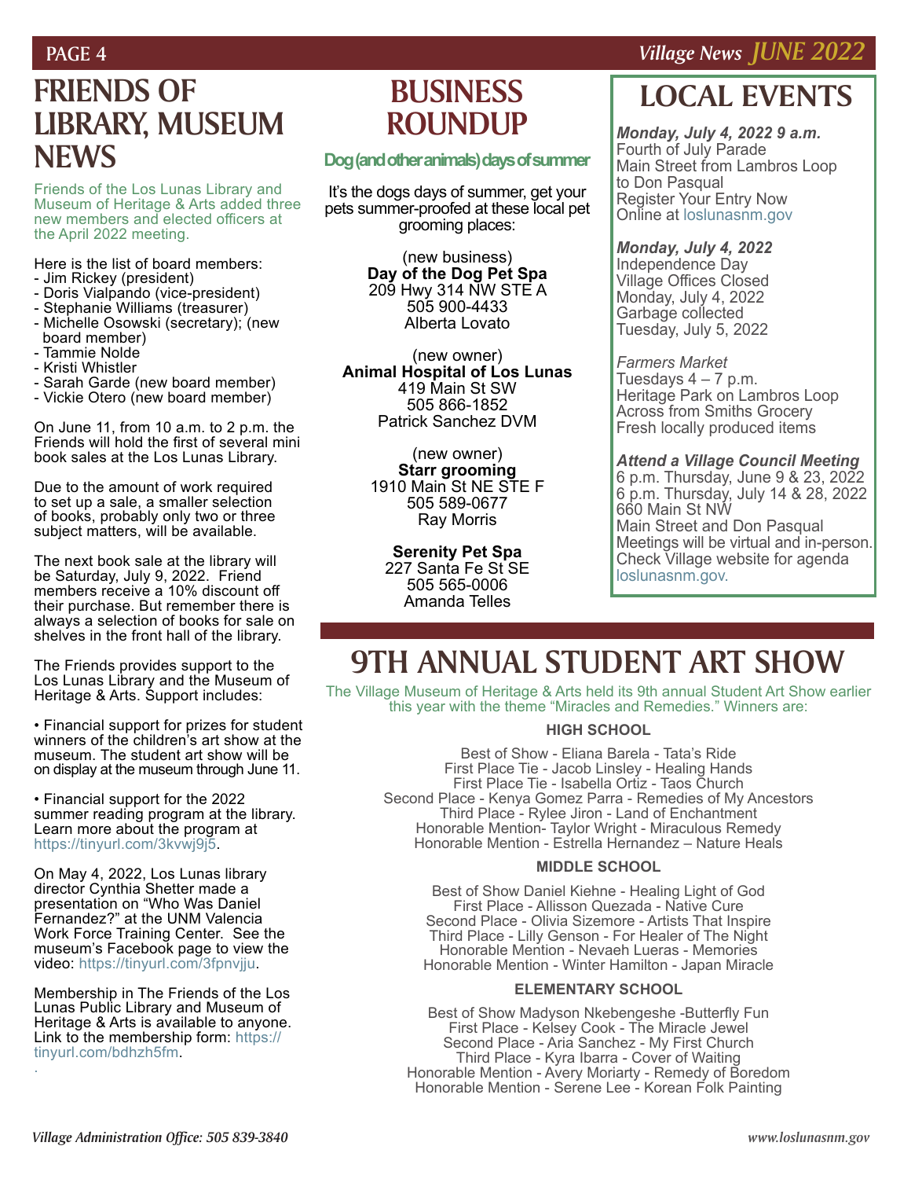# FRIENDS OF LIBRARY, MUSEUM NEWS

Friends of the Los Lunas Library and Museum of Heritage & Arts added three new members and elected officers at the April 2022 meeting.

Here is the list of board members:
- Jim Rickey (president)
- Doris Vialpando (vice-president)
- Stephanie Williams (treasurer)
- Michelle Osowski (secretary); (new board member)
- Tammie Nolde
- Kristi Whistler
- Sarah Garde (new board member)
- Vickie Otero (new board member)

On June 11, from 10 a.m. to 2 p.m. the Friends will hold the first of several mini book sales at the Los Lunas Library.

Due to the amount of work required to set up a sale, a smaller selection of books, probably only two or three subject matters, will be available.

The next book sale at the library will be Saturday, July 9, 2022. Friend members receive a 10% discount off their purchase. But remember there is always a selection of books for sale on shelves in the front hall of the library.

The Friends provides support to the Los Lunas Library and the Museum of Heritage & Arts. Support includes:

• Financial support for prizes for student winners of the children's art show at the museum. The student art show will be on display at the museum through June 11.

• Financial support for the 2022 summer reading program at the library. Learn more about the program at https://tinyurl.com/3kvwj9j5.

On May 4, 2022, Los Lunas library director Cynthia Shetter made a presentation on "Who Was Daniel Fernandez?" at the UNM Valencia Work Force Training Center. See the museum's Facebook page to view the video: https://tinyurl.com/3fpnvjju.

Membership in The Friends of the Los Lunas Public Library and Museum of Heritage & Arts is available to anyone. Link to the membership form: https://tinyurl.com/bdhzh5fm.

# BUSINESS ROUNDUP

**Dog (and other animals) days of summer**

It's the dogs days of summer, get your pets summer-proofed at these local pet grooming places:

(new business)
**Day of the Dog Pet Spa**
209 Hwy 314 NW STE A
505 900-4433
Alberta Lovato

(new owner)
**Animal Hospital of Los Lunas**
419 Main St SW
505 866-1852
Patrick Sanchez DVM

(new owner)
**Starr grooming**
1910 Main St NE STE F
505 589-0677
Ray Morris

**Serenity Pet Spa**
227 Santa Fe St SE
505 565-0006
Amanda Telles

# LOCAL EVENTS

***Monday, July 4, 2022 9 a.m.***
Fourth of July Parade
Main Street from Lambros Loop to Don Pasqual
Register Your Entry Now
Online at loslunasnm.gov

***Monday, July 4, 2022***
Independence Day
Village Offices Closed
Monday, July 4, 2022
Garbage collected
Tuesday, July 5, 2022

*Farmers Market*
Tuesdays 4 – 7 p.m.
Heritage Park on Lambros Loop
Across from Smiths Grocery
Fresh locally produced items

***Attend a Village Council Meeting***
6 p.m. Thursday, June 9 & 23, 2022
6 p.m. Thursday, July 14 & 28, 2022
660 Main St NW
Main Street and Don Pasqual
Meetings will be virtual and in-person.
Check Village website for agenda
loslunasnm.gov.

# 9TH ANNUAL STUDENT ART SHOW

The Village Museum of Heritage & Arts held its 9th annual Student Art Show earlier this year with the theme "Miracles and Remedies." Winners are:

**HIGH SCHOOL**

Best of Show - Eliana Barela - Tata's Ride
First Place Tie - Jacob Linsley - Healing Hands
First Place Tie - Isabella Ortiz - Taos Church
Second Place - Kenya Gomez Parra - Remedies of My Ancestors
Third Place - Rylee Jiron - Land of Enchantment
Honorable Mention- Taylor Wright - Miraculous Remedy
Honorable Mention - Estrella Hernandez – Nature Heals

**MIDDLE SCHOOL**

Best of Show Daniel Kiehne - Healing Light of God
First Place - Allisson Quezada - Native Cure
Second Place - Olivia Sizemore - Artists That Inspire
Third Place - Lilly Genson - For Healer of The Night
Honorable Mention - Nevaeh Lueras - Memories
Honorable Mention - Winter Hamilton - Japan Miracle

**ELEMENTARY SCHOOL**

Best of Show Madyson Nkebengeshe -Butterfly Fun
First Place - Kelsey Cook - The Miracle Jewel
Second Place - Aria Sanchez - My First Church
Third Place - Kyra Ibarra - Cover of Waiting
Honorable Mention - Avery Moriarty - Remedy of Boredom
Honorable Mention - Serene Lee - Korean Folk Painting